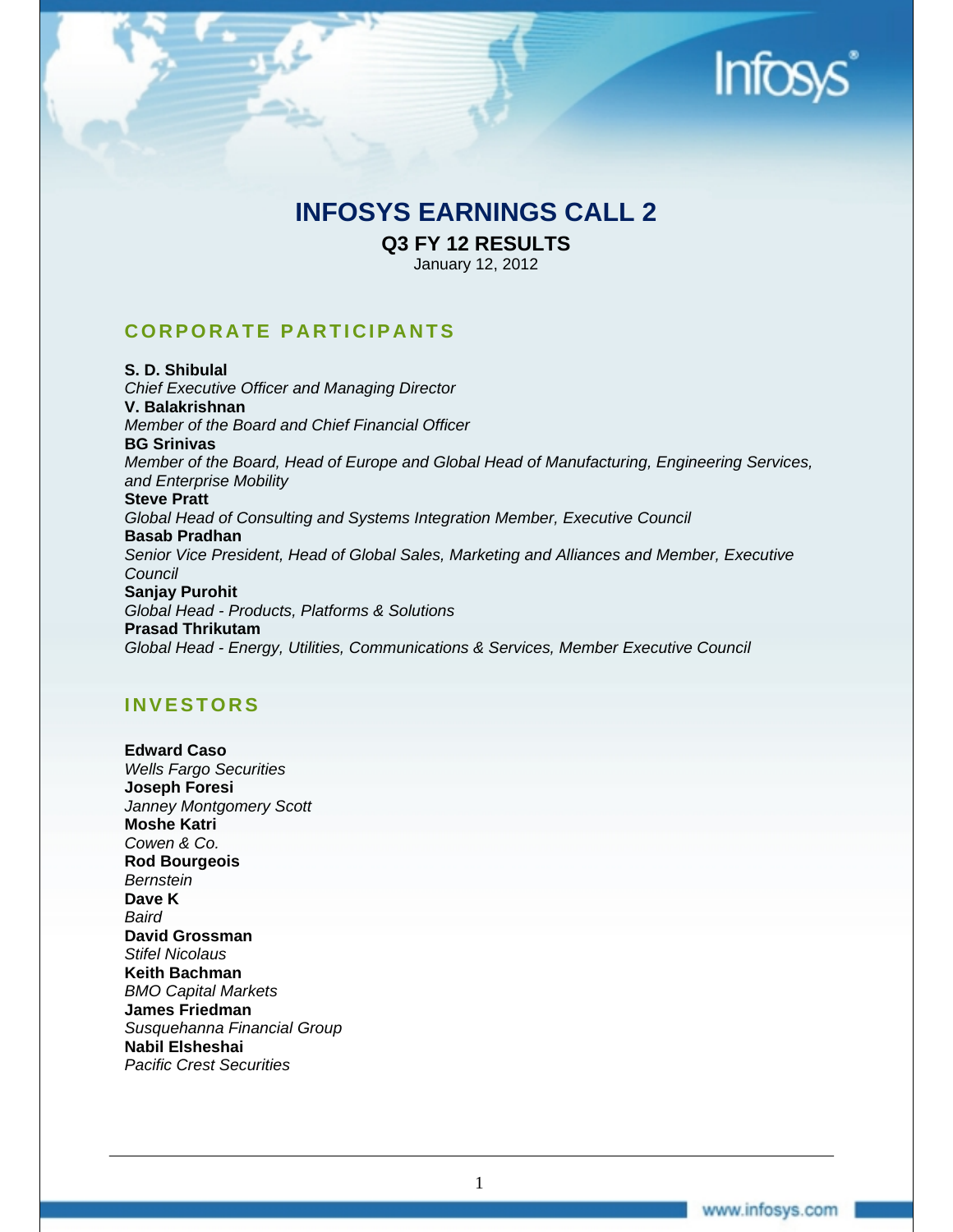# INFOSYS EARNINGS CALL 2

## Q3 FY 12 RESULTS

January 12, 2012

## CORPORATE PARTICIPANTS

**S. D. Shibulal**
*Chief Executive Officer and Managing Director*
**V. Balakrishnan**
*Member of the Board and Chief Financial Officer*
**BG Srinivas**
*Member of the Board, Head of Europe and Global Head of Manufacturing, Engineering Services, and Enterprise Mobility*
**Steve Pratt**
*Global Head of Consulting and Systems Integration Member, Executive Council*
**Basab Pradhan**
*Senior Vice President, Head of Global Sales, Marketing and Alliances and Member, Executive Council*
**Sanjay Purohit**
*Global Head - Products, Platforms & Solutions*
**Prasad Thrikutam**
*Global Head - Energy, Utilities, Communications & Services, Member Executive Council*

## INVESTORS

**Edward Caso**
*Wells Fargo Securities*
**Joseph Foresi**
*Janney Montgomery Scott*
**Moshe Katri**
*Cowen & Co.*
**Rod Bourgeois**
*Bernstein*
**Dave K**
*Baird*
**David Grossman**
*Stifel Nicolaus*
**Keith Bachman**
*BMO Capital Markets*
**James Friedman**
*Susquehanna Financial Group*
**Nabil Elsheshai**
*Pacific Crest Securities*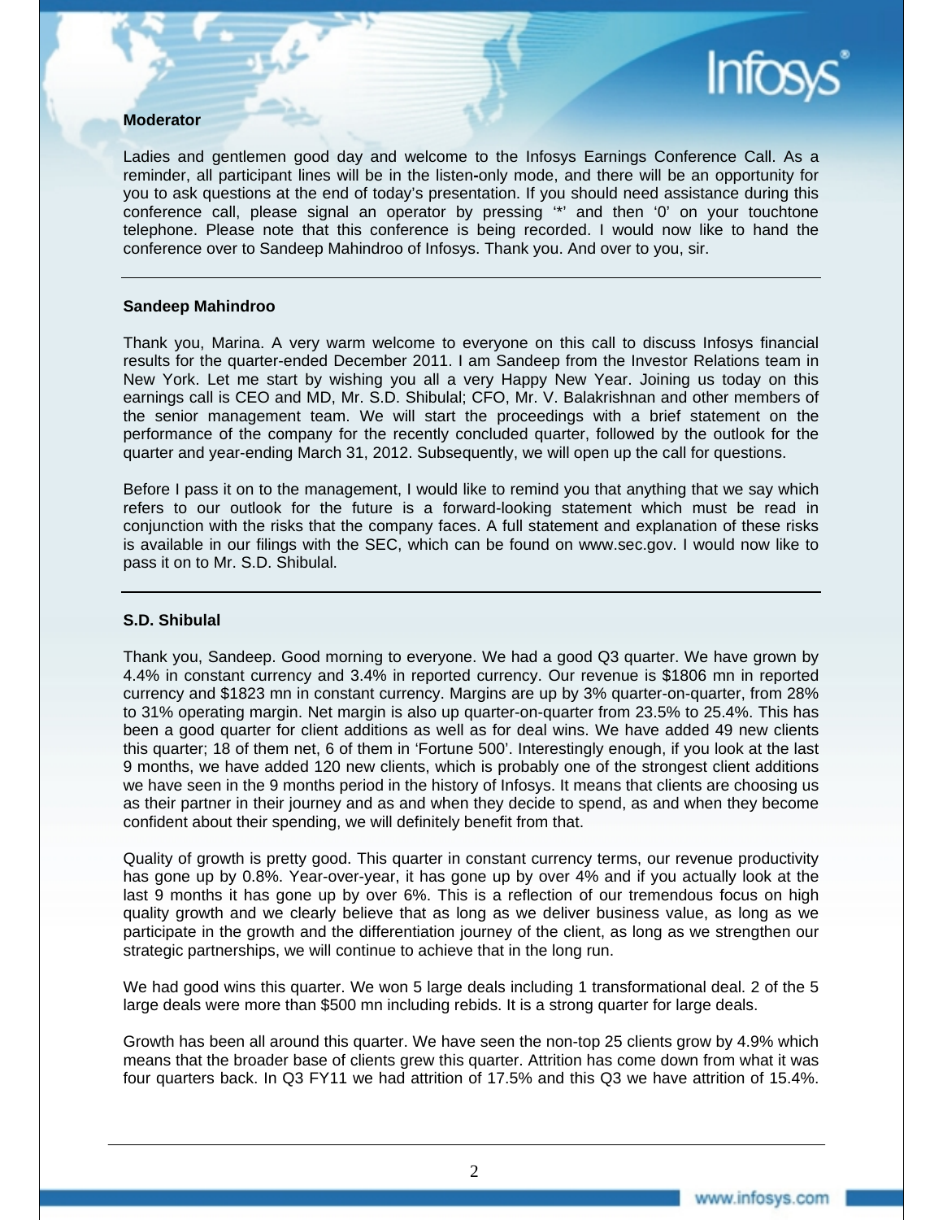**Moderator**

Ladies and gentlemen good day and welcome to the Infosys Earnings Conference Call. As a reminder, all participant lines will be in the listen-only mode, and there will be an opportunity for you to ask questions at the end of today's presentation. If you should need assistance during this conference call, please signal an operator by pressing '*' and then '0' on your touchtone telephone. Please note that this conference is being recorded. I would now like to hand the conference over to Sandeep Mahindroo of Infosys. Thank you. And over to you, sir.

---

**Sandeep Mahindroo**

Thank you, Marina. A very warm welcome to everyone on this call to discuss Infosys financial results for the quarter-ended December 2011. I am Sandeep from the Investor Relations team in New York. Let me start by wishing you all a very Happy New Year. Joining us today on this earnings call is CEO and MD, Mr. S.D. Shibulal; CFO, Mr. V. Balakrishnan and other members of the senior management team. We will start the proceedings with a brief statement on the performance of the company for the recently concluded quarter, followed by the outlook for the quarter and year-ending March 31, 2012. Subsequently, we will open up the call for questions.

Before I pass it on to the management, I would like to remind you that anything that we say which refers to our outlook for the future is a forward-looking statement which must be read in conjunction with the risks that the company faces. A full statement and explanation of these risks is available in our filings with the SEC, which can be found on www.sec.gov. I would now like to pass it on to Mr. S.D. Shibulal.

---

**S.D. Shibulal**

Thank you, Sandeep. Good morning to everyone. We had a good Q3 quarter. We have grown by 4.4% in constant currency and 3.4% in reported currency. Our revenue is $1806 mn in reported currency and $1823 mn in constant currency. Margins are up by 3% quarter-on-quarter, from 28% to 31% operating margin. Net margin is also up quarter-on-quarter from 23.5% to 25.4%. This has been a good quarter for client additions as well as for deal wins. We have added 49 new clients this quarter; 18 of them net, 6 of them in 'Fortune 500'. Interestingly enough, if you look at the last 9 months, we have added 120 new clients, which is probably one of the strongest client additions we have seen in the 9 months period in the history of Infosys. It means that clients are choosing us as their partner in their journey and as and when they decide to spend, as and when they become confident about their spending, we will definitely benefit from that.

Quality of growth is pretty good. This quarter in constant currency terms, our revenue productivity has gone up by 0.8%. Year-over-year, it has gone up by over 4% and if you actually look at the last 9 months it has gone up by over 6%. This is a reflection of our tremendous focus on high quality growth and we clearly believe that as long as we deliver business value, as long as we participate in the growth and the differentiation journey of the client, as long as we strengthen our strategic partnerships, we will continue to achieve that in the long run.

We had good wins this quarter. We won 5 large deals including 1 transformational deal. 2 of the 5 large deals were more than $500 mn including rebids. It is a strong quarter for large deals.

Growth has been all around this quarter. We have seen the non-top 25 clients grow by 4.9% which means that the broader base of clients grew this quarter. Attrition has come down from what it was four quarters back. In Q3 FY11 we had attrition of 17.5% and this Q3 we have attrition of 15.4%.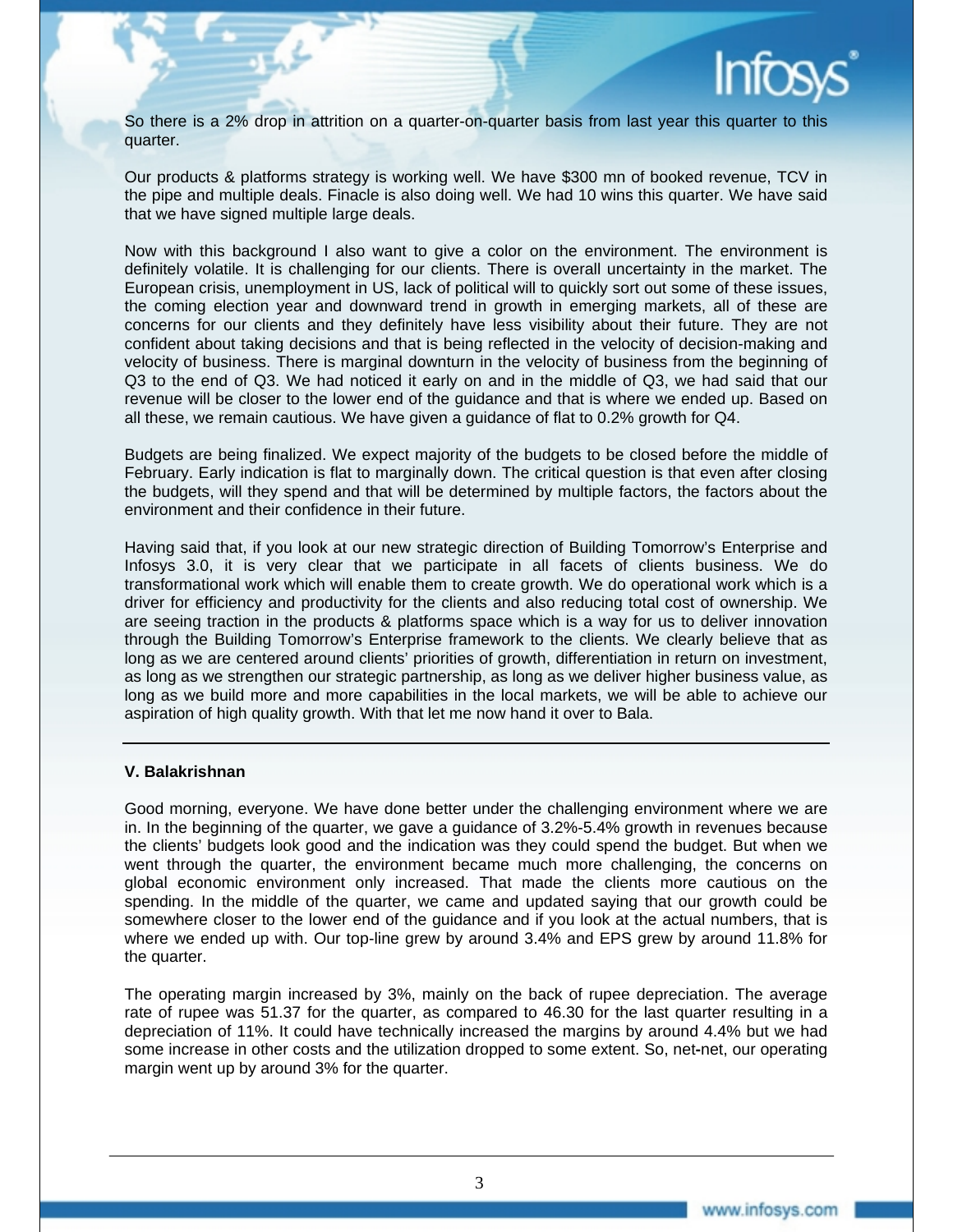So there is a 2% drop in attrition on a quarter-on-quarter basis from last year this quarter to this quarter.

Our products & platforms strategy is working well. We have $300 mn of booked revenue, TCV in the pipe and multiple deals. Finacle is also doing well. We had 10 wins this quarter. We have said that we have signed multiple large deals.

Now with this background I also want to give a color on the environment. The environment is definitely volatile. It is challenging for our clients. There is overall uncertainty in the market. The European crisis, unemployment in US, lack of political will to quickly sort out some of these issues, the coming election year and downward trend in growth in emerging markets, all of these are concerns for our clients and they definitely have less visibility about their future. They are not confident about taking decisions and that is being reflected in the velocity of decision-making and velocity of business. There is marginal downturn in the velocity of business from the beginning of Q3 to the end of Q3. We had noticed it early on and in the middle of Q3, we had said that our revenue will be closer to the lower end of the guidance and that is where we ended up. Based on all these, we remain cautious. We have given a guidance of flat to 0.2% growth for Q4.

Budgets are being finalized. We expect majority of the budgets to be closed before the middle of February. Early indication is flat to marginally down. The critical question is that even after closing the budgets, will they spend and that will be determined by multiple factors, the factors about the environment and their confidence in their future.

Having said that, if you look at our new strategic direction of Building Tomorrow's Enterprise and Infosys 3.0, it is very clear that we participate in all facets of clients business. We do transformational work which will enable them to create growth. We do operational work which is a driver for efficiency and productivity for the clients and also reducing total cost of ownership. We are seeing traction in the products & platforms space which is a way for us to deliver innovation through the Building Tomorrow's Enterprise framework to the clients. We clearly believe that as long as we are centered around clients' priorities of growth, differentiation in return on investment, as long as we strengthen our strategic partnership, as long as we deliver higher business value, as long as we build more and more capabilities in the local markets, we will be able to achieve our aspiration of high quality growth. With that let me now hand it over to Bala.

---

**V. Balakrishnan**

Good morning, everyone. We have done better under the challenging environment where we are in. In the beginning of the quarter, we gave a guidance of 3.2%-5.4% growth in revenues because the clients' budgets look good and the indication was they could spend the budget. But when we went through the quarter, the environment became much more challenging, the concerns on global economic environment only increased. That made the clients more cautious on the spending. In the middle of the quarter, we came and updated saying that our growth could be somewhere closer to the lower end of the guidance and if you look at the actual numbers, that is where we ended up with. Our top-line grew by around 3.4% and EPS grew by around 11.8% for the quarter.

The operating margin increased by 3%, mainly on the back of rupee depreciation. The average rate of rupee was 51.37 for the quarter, as compared to 46.30 for the last quarter resulting in a depreciation of 11%. It could have technically increased the margins by around 4.4% but we had some increase in other costs and the utilization dropped to some extent. So, net-net, our operating margin went up by around 3% for the quarter.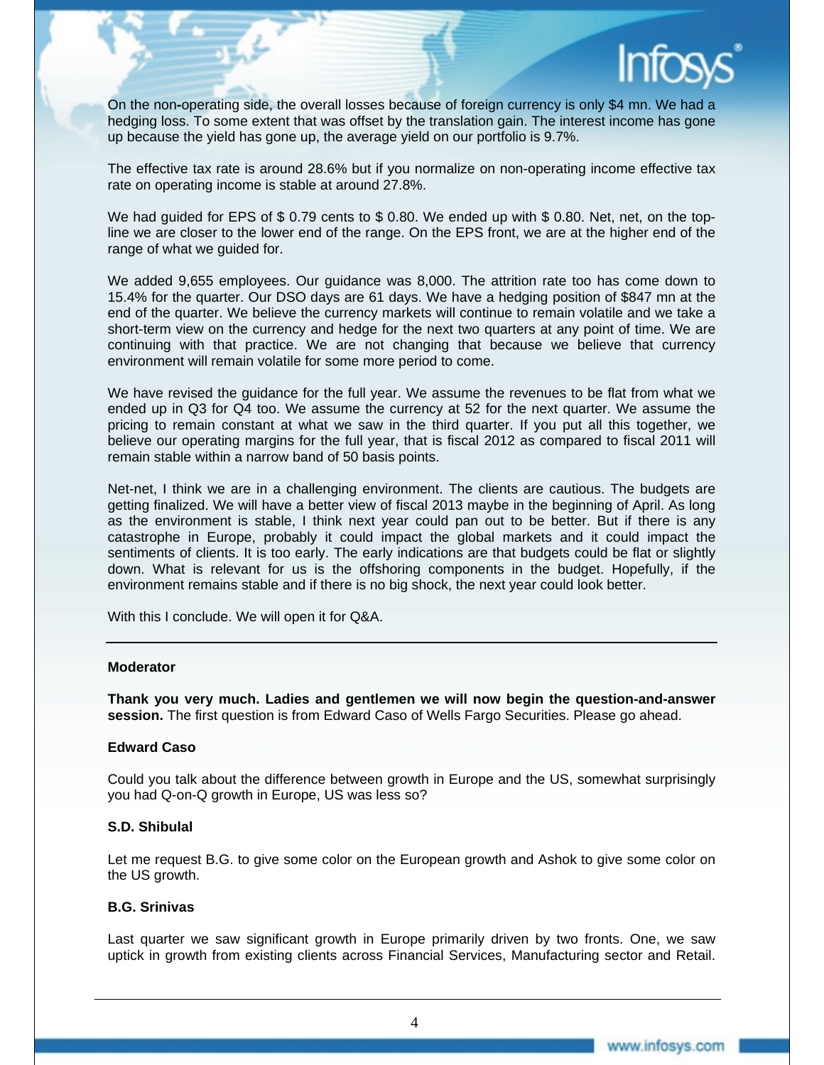On the non-operating side, the overall losses because of foreign currency is only $4 mn. We had a hedging loss. To some extent that was offset by the translation gain. The interest income has gone up because the yield has gone up, the average yield on our portfolio is 9.7%.

The effective tax rate is around 28.6% but if you normalize on non-operating income effective tax rate on operating income is stable at around 27.8%.

We had guided for EPS of $ 0.79 cents to $ 0.80. We ended up with $ 0.80. Net, net, on the top-line we are closer to the lower end of the range. On the EPS front, we are at the higher end of the range of what we guided for.

We added 9,655 employees. Our guidance was 8,000. The attrition rate too has come down to 15.4% for the quarter. Our DSO days are 61 days. We have a hedging position of $847 mn at the end of the quarter. We believe the currency markets will continue to remain volatile and we take a short-term view on the currency and hedge for the next two quarters at any point of time. We are continuing with that practice. We are not changing that because we believe that currency environment will remain volatile for some more period to come.

We have revised the guidance for the full year. We assume the revenues to be flat from what we ended up in Q3 for Q4 too. We assume the currency at 52 for the next quarter. We assume the pricing to remain constant at what we saw in the third quarter. If you put all this together, we believe our operating margins for the full year, that is fiscal 2012 as compared to fiscal 2011 will remain stable within a narrow band of 50 basis points.

Net-net, I think we are in a challenging environment. The clients are cautious. The budgets are getting finalized. We will have a better view of fiscal 2013 maybe in the beginning of April. As long as the environment is stable, I think next year could pan out to be better. But if there is any catastrophe in Europe, probably it could impact the global markets and it could impact the sentiments of clients. It is too early. The early indications are that budgets could be flat or slightly down. What is relevant for us is the offshoring components in the budget. Hopefully, if the environment remains stable and if there is no big shock, the next year could look better.

With this I conclude. We will open it for Q&A.

---

**Moderator**

**Thank you very much. Ladies and gentlemen we will now begin the question-and-answer session.** The first question is from Edward Caso of Wells Fargo Securities. Please go ahead.

**Edward Caso**

Could you talk about the difference between growth in Europe and the US, somewhat surprisingly you had Q-on-Q growth in Europe, US was less so?

**S.D. Shibulal**

Let me request B.G. to give some color on the European growth and Ashok to give some color on the US growth.

**B.G. Srinivas**

Last quarter we saw significant growth in Europe primarily driven by two fronts. One, we saw uptick in growth from existing clients across Financial Services, Manufacturing sector and Retail.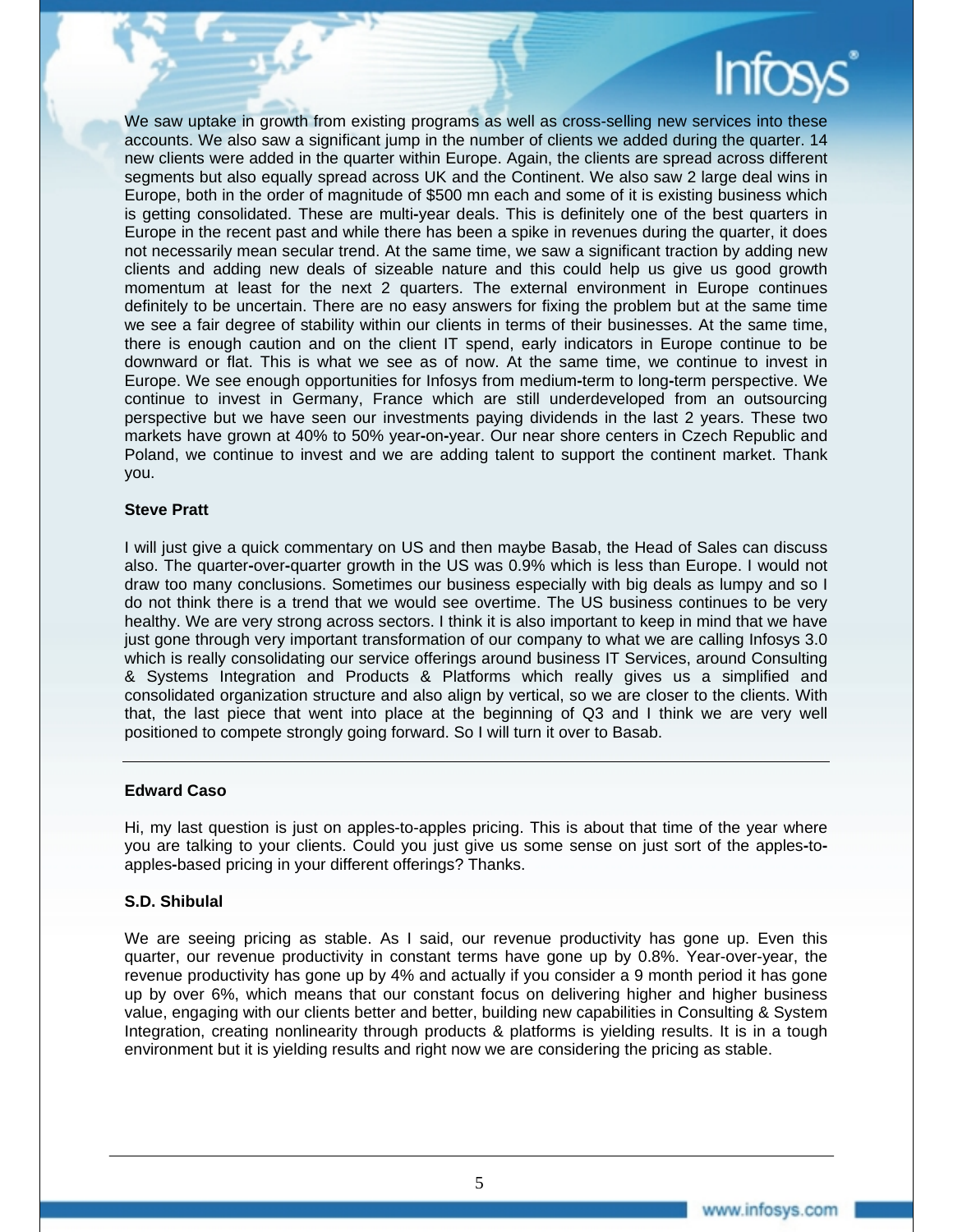We saw uptake in growth from existing programs as well as cross-selling new services into these accounts. We also saw a significant jump in the number of clients we added during the quarter. 14 new clients were added in the quarter within Europe. Again, the clients are spread across different segments but also equally spread across UK and the Continent. We also saw 2 large deal wins in Europe, both in the order of magnitude of $500 mn each and some of it is existing business which is getting consolidated. These are multi-year deals. This is definitely one of the best quarters in Europe in the recent past and while there has been a spike in revenues during the quarter, it does not necessarily mean secular trend. At the same time, we saw a significant traction by adding new clients and adding new deals of sizeable nature and this could help us give us good growth momentum at least for the next 2 quarters. The external environment in Europe continues definitely to be uncertain. There are no easy answers for fixing the problem but at the same time we see a fair degree of stability within our clients in terms of their businesses. At the same time, there is enough caution and on the client IT spend, early indicators in Europe continue to be downward or flat. This is what we see as of now. At the same time, we continue to invest in Europe. We see enough opportunities for Infosys from medium-term to long-term perspective. We continue to invest in Germany, France which are still underdeveloped from an outsourcing perspective but we have seen our investments paying dividends in the last 2 years. These two markets have grown at 40% to 50% year-on-year. Our near shore centers in Czech Republic and Poland, we continue to invest and we are adding talent to support the continent market. Thank you.

**Steve Pratt**

I will just give a quick commentary on US and then maybe Basab, the Head of Sales can discuss also. The quarter-over-quarter growth in the US was 0.9% which is less than Europe. I would not draw too many conclusions. Sometimes our business especially with big deals as lumpy and so I do not think there is a trend that we would see overtime. The US business continues to be very healthy. We are very strong across sectors. I think it is also important to keep in mind that we have just gone through very important transformation of our company to what we are calling Infosys 3.0 which is really consolidating our service offerings around business IT Services, around Consulting & Systems Integration and Products & Platforms which really gives us a simplified and consolidated organization structure and also align by vertical, so we are closer to the clients. With that, the last piece that went into place at the beginning of Q3 and I think we are very well positioned to compete strongly going forward. So I will turn it over to Basab.

---

**Edward Caso**

Hi, my last question is just on apples-to-apples pricing. This is about that time of the year where you are talking to your clients. Could you just give us some sense on just sort of the apples-to-apples-based pricing in your different offerings? Thanks.

**S.D. Shibulal**

We are seeing pricing as stable. As I said, our revenue productivity has gone up. Even this quarter, our revenue productivity in constant terms have gone up by 0.8%. Year-over-year, the revenue productivity has gone up by 4% and actually if you consider a 9 month period it has gone up by over 6%, which means that our constant focus on delivering higher and higher business value, engaging with our clients better and better, building new capabilities in Consulting & System Integration, creating nonlinearity through products & platforms is yielding results. It is in a tough environment but it is yielding results and right now we are considering the pricing as stable.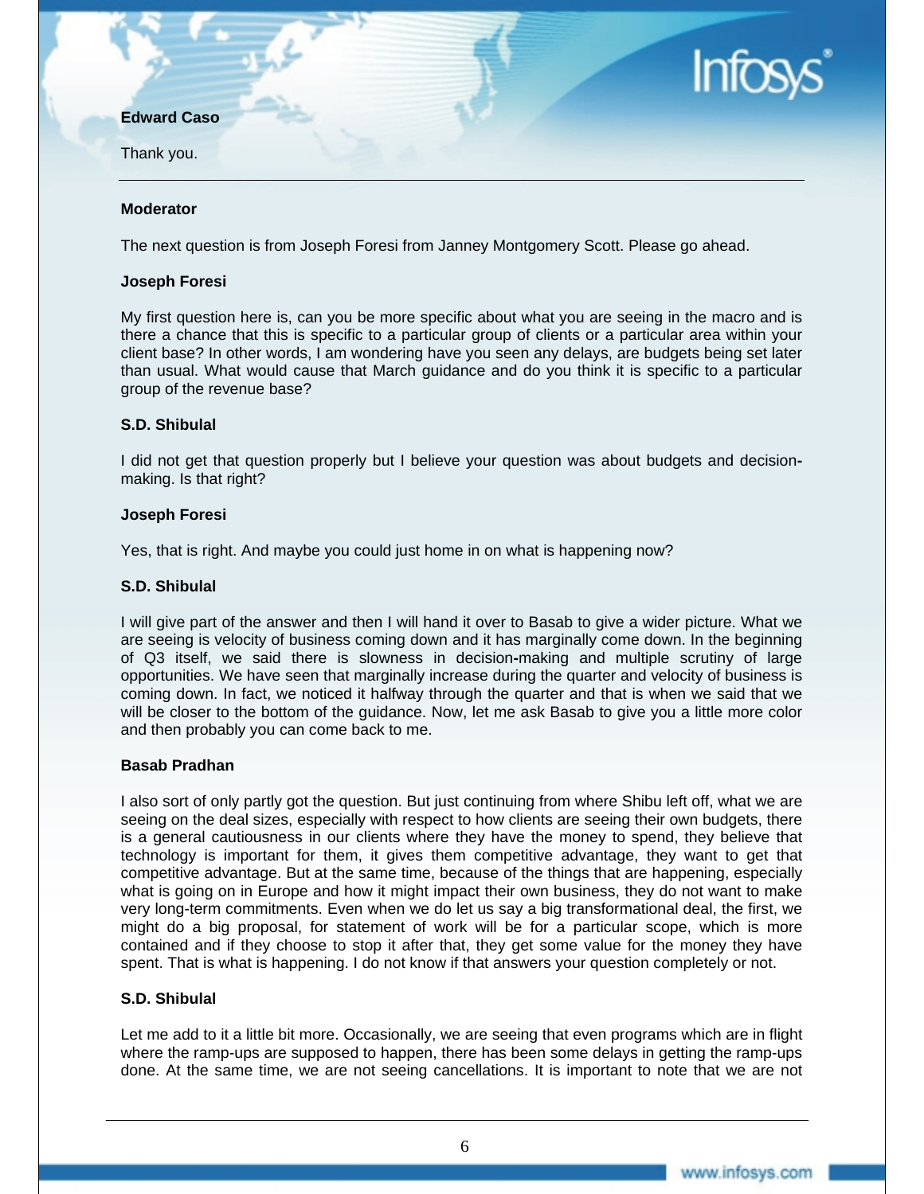**Edward Caso**

Thank you.

---

**Moderator**

The next question is from Joseph Foresi from Janney Montgomery Scott. Please go ahead.

**Joseph Foresi**

My first question here is, can you be more specific about what you are seeing in the macro and is there a chance that this is specific to a particular group of clients or a particular area within your client base? In other words, I am wondering have you seen any delays, are budgets being set later than usual. What would cause that March guidance and do you think it is specific to a particular group of the revenue base?

**S.D. Shibulal**

I did not get that question properly but I believe your question was about budgets and decision-making. Is that right?

**Joseph Foresi**

Yes, that is right. And maybe you could just home in on what is happening now?

**S.D. Shibulal**

I will give part of the answer and then I will hand it over to Basab to give a wider picture. What we are seeing is velocity of business coming down and it has marginally come down. In the beginning of Q3 itself, we said there is slowness in decision-making and multiple scrutiny of large opportunities. We have seen that marginally increase during the quarter and velocity of business is coming down. In fact, we noticed it halfway through the quarter and that is when we said that we will be closer to the bottom of the guidance. Now, let me ask Basab to give you a little more color and then probably you can come back to me.

**Basab Pradhan**

I also sort of only partly got the question. But just continuing from where Shibu left off, what we are seeing on the deal sizes, especially with respect to how clients are seeing their own budgets, there is a general cautiousness in our clients where they have the money to spend, they believe that technology is important for them, it gives them competitive advantage, they want to get that competitive advantage. But at the same time, because of the things that are happening, especially what is going on in Europe and how it might impact their own business, they do not want to make very long-term commitments. Even when we do let us say a big transformational deal, the first, we might do a big proposal, for statement of work will be for a particular scope, which is more contained and if they choose to stop it after that, they get some value for the money they have spent. That is what is happening. I do not know if that answers your question completely or not.

**S.D. Shibulal**

Let me add to it a little bit more. Occasionally, we are seeing that even programs which are in flight where the ramp-ups are supposed to happen, there has been some delays in getting the ramp-ups done. At the same time, we are not seeing cancellations. It is important to note that we are not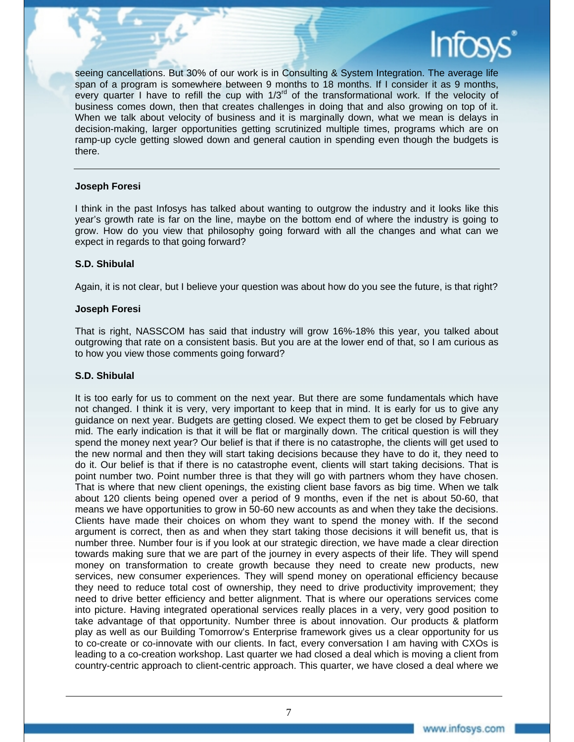seeing cancellations. But 30% of our work is in Consulting & System Integration. The average life span of a program is somewhere between 9 months to 18 months. If I consider it as 9 months, every quarter I have to refill the cup with 1/3rd of the transformational work. If the velocity of business comes down, then that creates challenges in doing that and also growing on top of it. When we talk about velocity of business and it is marginally down, what we mean is delays in decision-making, larger opportunities getting scrutinized multiple times, programs which are on ramp-up cycle getting slowed down and general caution in spending even though the budgets is there.

---

**Joseph Foresi**

I think in the past Infosys has talked about wanting to outgrow the industry and it looks like this year's growth rate is far on the line, maybe on the bottom end of where the industry is going to grow. How do you view that philosophy going forward with all the changes and what can we expect in regards to that going forward?

**S.D. Shibulal**

Again, it is not clear, but I believe your question was about how do you see the future, is that right?

**Joseph Foresi**

That is right, NASSCOM has said that industry will grow 16%-18% this year, you talked about outgrowing that rate on a consistent basis. But you are at the lower end of that, so I am curious as to how you view those comments going forward?

**S.D. Shibulal**

It is too early for us to comment on the next year. But there are some fundamentals which have not changed. I think it is very, very important to keep that in mind. It is early for us to give any guidance on next year. Budgets are getting closed. We expect them to get be closed by February mid. The early indication is that it will be flat or marginally down. The critical question is will they spend the money next year? Our belief is that if there is no catastrophe, the clients will get used to the new normal and then they will start taking decisions because they have to do it, they need to do it. Our belief is that if there is no catastrophe event, clients will start taking decisions. That is point number two. Point number three is that they will go with partners whom they have chosen. That is where that new client openings, the existing client base favors as big time. When we talk about 120 clients being opened over a period of 9 months, even if the net is about 50-60, that means we have opportunities to grow in 50-60 new accounts as and when they take the decisions. Clients have made their choices on whom they want to spend the money with. If the second argument is correct, then as and when they start taking those decisions it will benefit us, that is number three. Number four is if you look at our strategic direction, we have made a clear direction towards making sure that we are part of the journey in every aspects of their life. They will spend money on transformation to create growth because they need to create new products, new services, new consumer experiences. They will spend money on operational efficiency because they need to reduce total cost of ownership, they need to drive productivity improvement; they need to drive better efficiency and better alignment. That is where our operations services come into picture. Having integrated operational services really places in a very, very good position to take advantage of that opportunity. Number three is about innovation. Our products & platform play as well as our Building Tomorrow's Enterprise framework gives us a clear opportunity for us to co-create or co-innovate with our clients. In fact, every conversation I am having with CXOs is leading to a co-creation workshop. Last quarter we had closed a deal which is moving a client from country-centric approach to client-centric approach. This quarter, we have closed a deal where we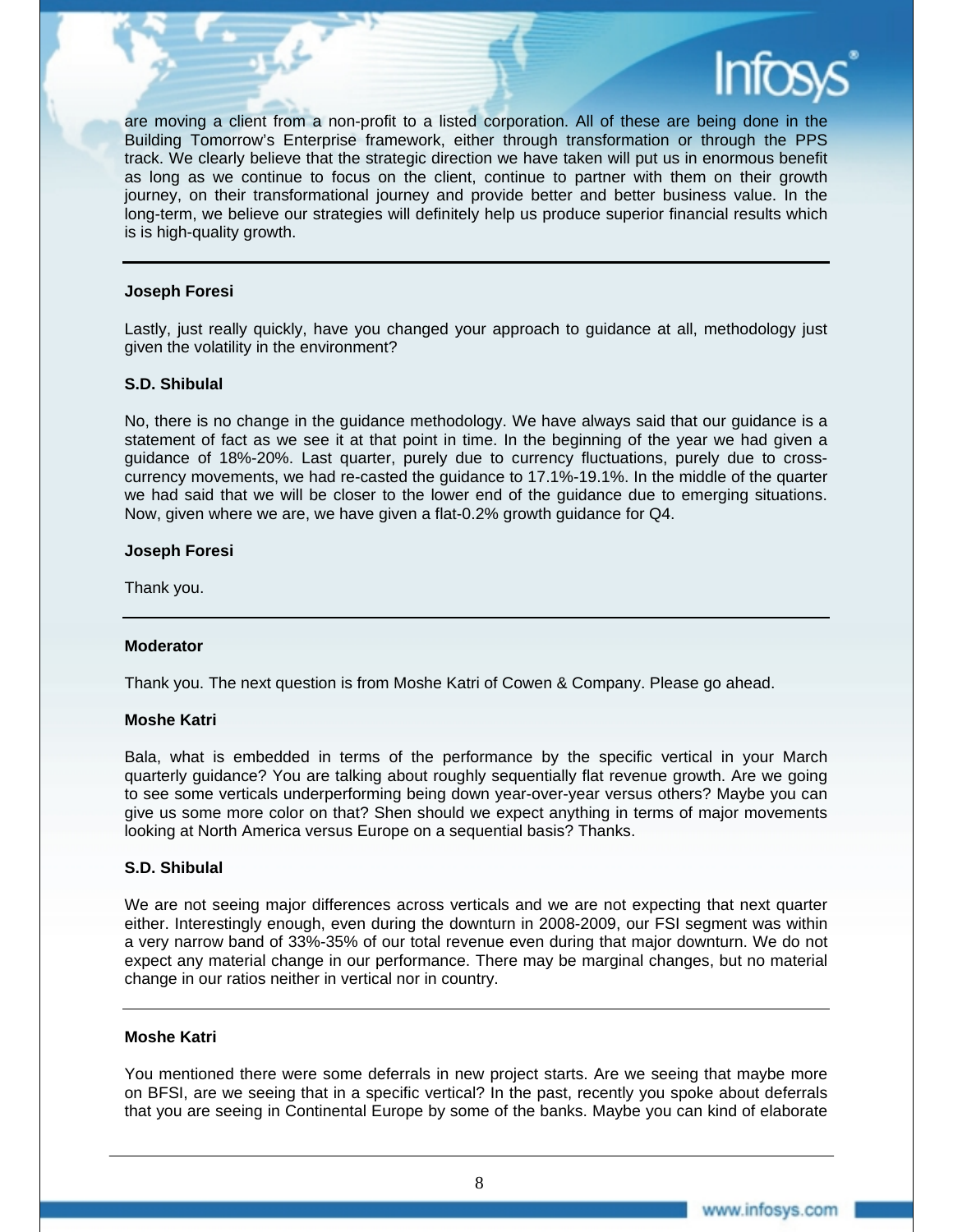are moving a client from a non-profit to a listed corporation. All of these are being done in the Building Tomorrow's Enterprise framework, either through transformation or through the PPS track. We clearly believe that the strategic direction we have taken will put us in enormous benefit as long as we continue to focus on the client, continue to partner with them on their growth journey, on their transformational journey and provide better and better business value. In the long-term, we believe our strategies will definitely help us produce superior financial results which is is high-quality growth.

---

**Joseph Foresi**

Lastly, just really quickly, have you changed your approach to guidance at all, methodology just given the volatility in the environment?

**S.D. Shibulal**

No, there is no change in the guidance methodology. We have always said that our guidance is a statement of fact as we see it at that point in time. In the beginning of the year we had given a guidance of 18%-20%. Last quarter, purely due to currency fluctuations, purely due to cross-currency movements, we had re-casted the guidance to 17.1%-19.1%. In the middle of the quarter we had said that we will be closer to the lower end of the guidance due to emerging situations. Now, given where we are, we have given a flat-0.2% growth guidance for Q4.

**Joseph Foresi**

Thank you.

---

**Moderator**

Thank you. The next question is from Moshe Katri of Cowen & Company. Please go ahead.

**Moshe Katri**

Bala, what is embedded in terms of the performance by the specific vertical in your March quarterly guidance? You are talking about roughly sequentially flat revenue growth. Are we going to see some verticals underperforming being down year-over-year versus others? Maybe you can give us some more color on that? Shen should we expect anything in terms of major movements looking at North America versus Europe on a sequential basis? Thanks.

**S.D. Shibulal**

We are not seeing major differences across verticals and we are not expecting that next quarter either. Interestingly enough, even during the downturn in 2008-2009, our FSI segment was within a very narrow band of 33%-35% of our total revenue even during that major downturn. We do not expect any material change in our performance. There may be marginal changes, but no material change in our ratios neither in vertical nor in country.

---

**Moshe Katri**

You mentioned there were some deferrals in new project starts. Are we seeing that maybe more on BFSI, are we seeing that in a specific vertical? In the past, recently you spoke about deferrals that you are seeing in Continental Europe by some of the banks. Maybe you can kind of elaborate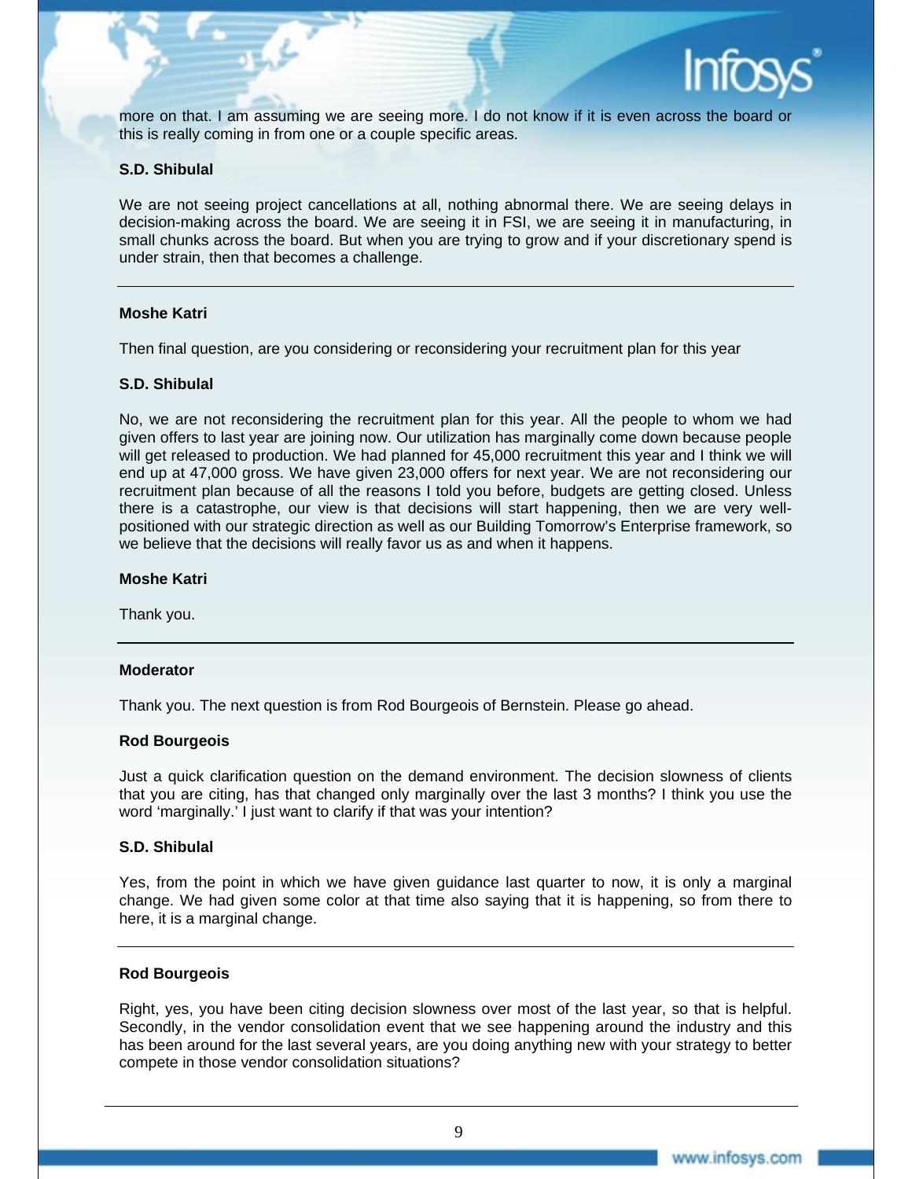more on that. I am assuming we are seeing more. I do not know if it is even across the board or this is really coming in from one or a couple specific areas.

**S.D. Shibulal**

We are not seeing project cancellations at all, nothing abnormal there. We are seeing delays in decision-making across the board. We are seeing it in FSI, we are seeing it in manufacturing, in small chunks across the board. But when you are trying to grow and if your discretionary spend is under strain, then that becomes a challenge.

---

**Moshe Katri**

Then final question, are you considering or reconsidering your recruitment plan for this year

**S.D. Shibulal**

No, we are not reconsidering the recruitment plan for this year. All the people to whom we had given offers to last year are joining now. Our utilization has marginally come down because people will get released to production. We had planned for 45,000 recruitment this year and I think we will end up at 47,000 gross. We have given 23,000 offers for next year. We are not reconsidering our recruitment plan because of all the reasons I told you before, budgets are getting closed. Unless there is a catastrophe, our view is that decisions will start happening, then we are very well-positioned with our strategic direction as well as our Building Tomorrow's Enterprise framework, so we believe that the decisions will really favor us as and when it happens.

**Moshe Katri**

Thank you.

---

**Moderator**

Thank you. The next question is from Rod Bourgeois of Bernstein. Please go ahead.

**Rod Bourgeois**

Just a quick clarification question on the demand environment. The decision slowness of clients that you are citing, has that changed only marginally over the last 3 months? I think you use the word 'marginally.' I just want to clarify if that was your intention?

**S.D. Shibulal**

Yes, from the point in which we have given guidance last quarter to now, it is only a marginal change. We had given some color at that time also saying that it is happening, so from there to here, it is a marginal change.

---

**Rod Bourgeois**

Right, yes, you have been citing decision slowness over most of the last year, so that is helpful. Secondly, in the vendor consolidation event that we see happening around the industry and this has been around for the last several years, are you doing anything new with your strategy to better compete in those vendor consolidation situations?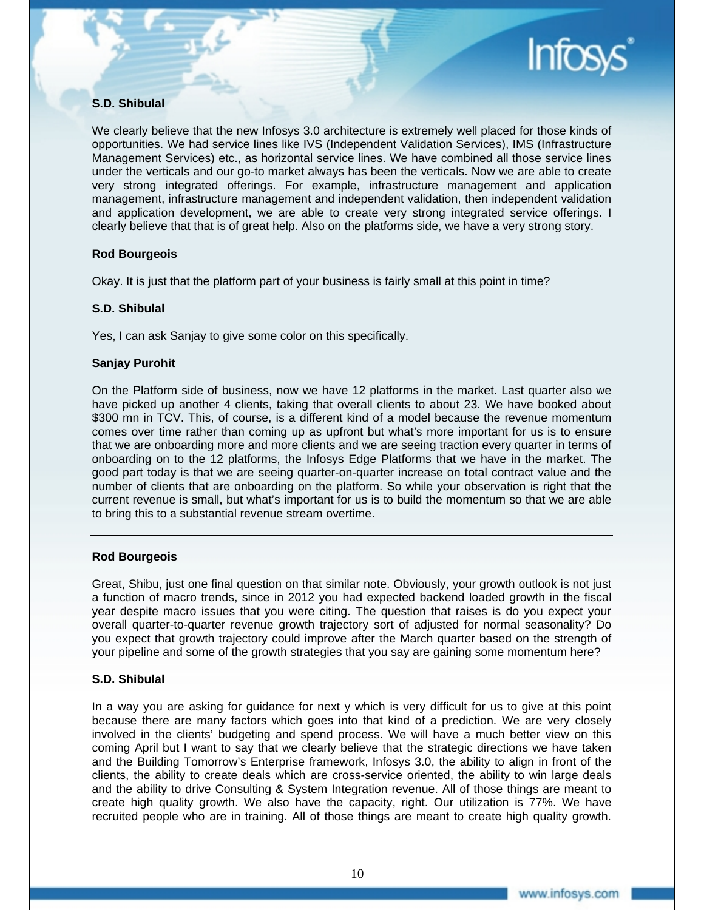**S.D. Shibulal**

We clearly believe that the new Infosys 3.0 architecture is extremely well placed for those kinds of opportunities. We had service lines like IVS (Independent Validation Services), IMS (Infrastructure Management Services) etc., as horizontal service lines. We have combined all those service lines under the verticals and our go-to market always has been the verticals. Now we are able to create very strong integrated offerings. For example, infrastructure management and application management, infrastructure management and independent validation, then independent validation and application development, we are able to create very strong integrated service offerings. I clearly believe that that is of great help. Also on the platforms side, we have a very strong story.

**Rod Bourgeois**

Okay. It is just that the platform part of your business is fairly small at this point in time?

**S.D. Shibulal**

Yes, I can ask Sanjay to give some color on this specifically.

**Sanjay Purohit**

On the Platform side of business, now we have 12 platforms in the market. Last quarter also we have picked up another 4 clients, taking that overall clients to about 23. We have booked about $300 mn in TCV. This, of course, is a different kind of a model because the revenue momentum comes over time rather than coming up as upfront but what's more important for us is to ensure that we are onboarding more and more clients and we are seeing traction every quarter in terms of onboarding on to the 12 platforms, the Infosys Edge Platforms that we have in the market. The good part today is that we are seeing quarter-on-quarter increase on total contract value and the number of clients that are onboarding on the platform. So while your observation is right that the current revenue is small, but what's important for us is to build the momentum so that we are able to bring this to a substantial revenue stream overtime.

---

**Rod Bourgeois**

Great, Shibu, just one final question on that similar note. Obviously, your growth outlook is not just a function of macro trends, since in 2012 you had expected backend loaded growth in the fiscal year despite macro issues that you were citing. The question that raises is do you expect your overall quarter-to-quarter revenue growth trajectory sort of adjusted for normal seasonality? Do you expect that growth trajectory could improve after the March quarter based on the strength of your pipeline and some of the growth strategies that you say are gaining some momentum here?

**S.D. Shibulal**

In a way you are asking for guidance for next y which is very difficult for us to give at this point because there are many factors which goes into that kind of a prediction. We are very closely involved in the clients' budgeting and spend process. We will have a much better view on this coming April but I want to say that we clearly believe that the strategic directions we have taken and the Building Tomorrow's Enterprise framework, Infosys 3.0, the ability to align in front of the clients, the ability to create deals which are cross-service oriented, the ability to win large deals and the ability to drive Consulting & System Integration revenue. All of those things are meant to create high quality growth. We also have the capacity, right. Our utilization is 77%. We have recruited people who are in training. All of those things are meant to create high quality growth.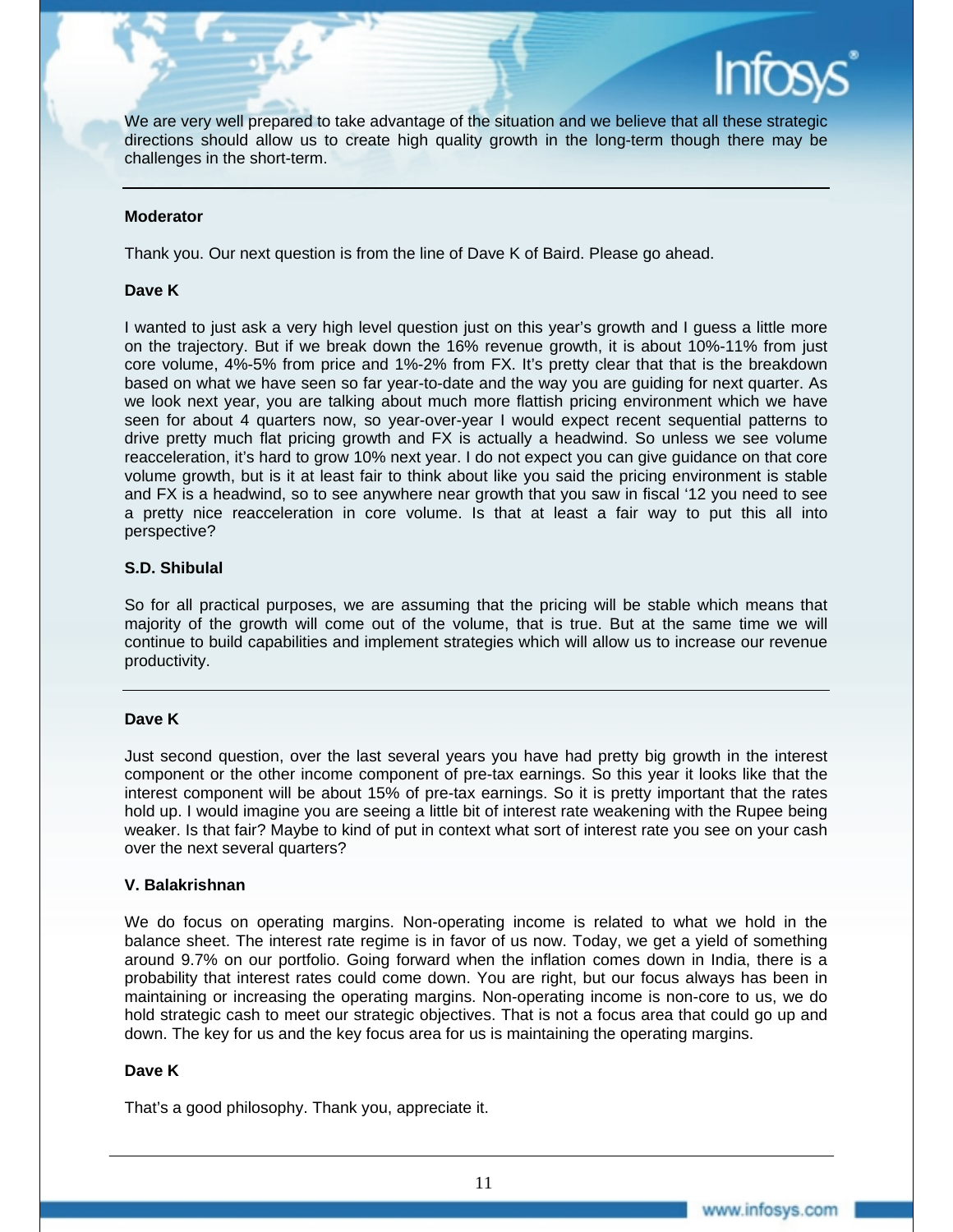We are very well prepared to take advantage of the situation and we believe that all these strategic directions should allow us to create high quality growth in the long-term though there may be challenges in the short-term.

---

**Moderator**

Thank you. Our next question is from the line of Dave K of Baird. Please go ahead.

**Dave K**

I wanted to just ask a very high level question just on this year's growth and I guess a little more on the trajectory. But if we break down the 16% revenue growth, it is about 10%-11% from just core volume, 4%-5% from price and 1%-2% from FX. It's pretty clear that that is the breakdown based on what we have seen so far year-to-date and the way you are guiding for next quarter. As we look next year, you are talking about much more flattish pricing environment which we have seen for about 4 quarters now, so year-over-year I would expect recent sequential patterns to drive pretty much flat pricing growth and FX is actually a headwind. So unless we see volume reacceleration, it's hard to grow 10% next year. I do not expect you can give guidance on that core volume growth, but is it at least fair to think about like you said the pricing environment is stable and FX is a headwind, so to see anywhere near growth that you saw in fiscal '12 you need to see a pretty nice reacceleration in core volume. Is that at least a fair way to put this all into perspective?

**S.D. Shibulal**

So for all practical purposes, we are assuming that the pricing will be stable which means that majority of the growth will come out of the volume, that is true. But at the same time we will continue to build capabilities and implement strategies which will allow us to increase our revenue productivity.

---

**Dave K**

Just second question, over the last several years you have had pretty big growth in the interest component or the other income component of pre-tax earnings. So this year it looks like that the interest component will be about 15% of pre-tax earnings. So it is pretty important that the rates hold up. I would imagine you are seeing a little bit of interest rate weakening with the Rupee being weaker. Is that fair? Maybe to kind of put in context what sort of interest rate you see on your cash over the next several quarters?

**V. Balakrishnan**

We do focus on operating margins. Non-operating income is related to what we hold in the balance sheet. The interest rate regime is in favor of us now. Today, we get a yield of something around 9.7% on our portfolio. Going forward when the inflation comes down in India, there is a probability that interest rates could come down. You are right, but our focus always has been in maintaining or increasing the operating margins. Non-operating income is non-core to us, we do hold strategic cash to meet our strategic objectives. That is not a focus area that could go up and down. The key for us and the key focus area for us is maintaining the operating margins.

**Dave K**

That's a good philosophy. Thank you, appreciate it.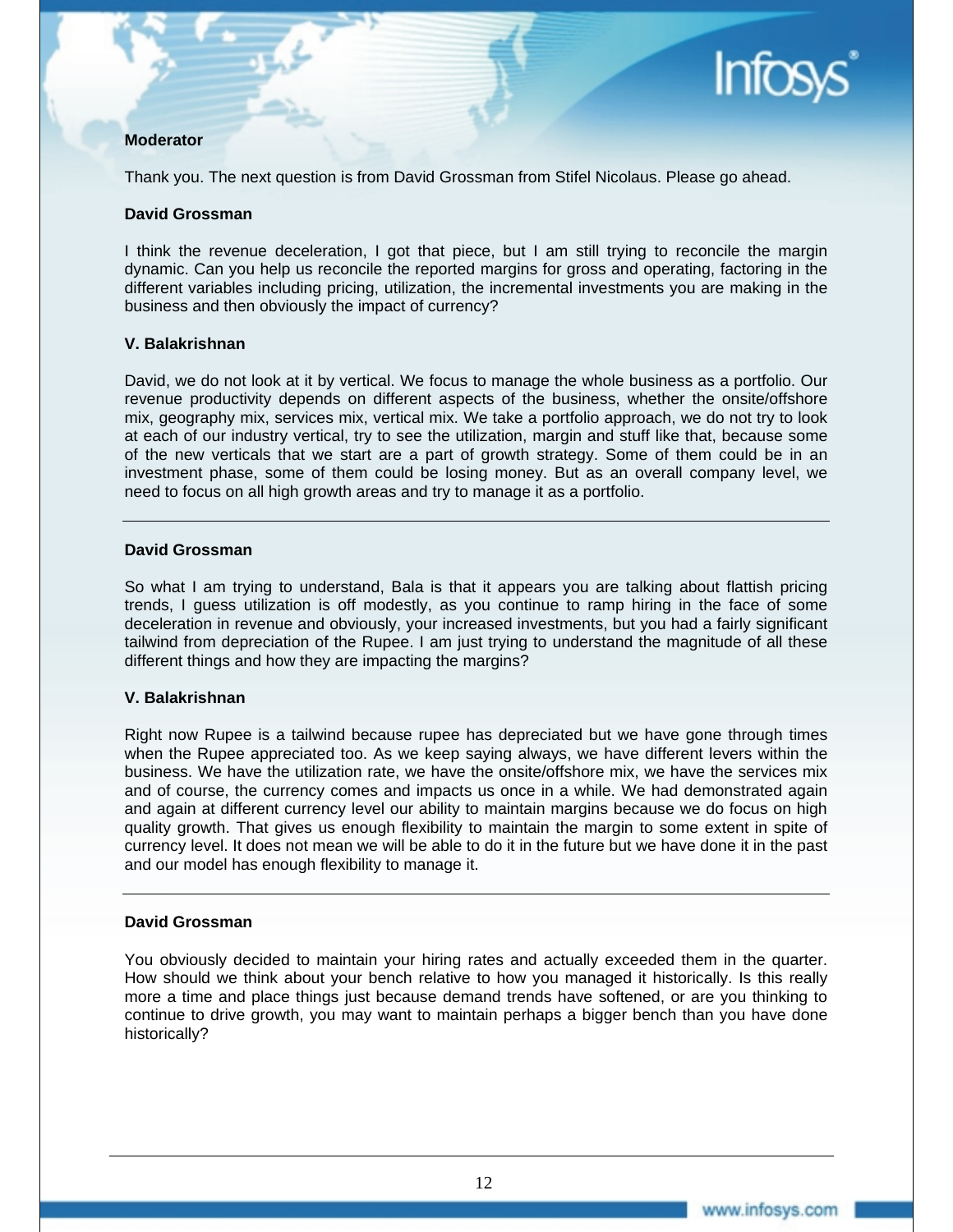**Moderator**

Thank you. The next question is from David Grossman from Stifel Nicolaus. Please go ahead.

**David Grossman**

I think the revenue deceleration, I got that piece, but I am still trying to reconcile the margin dynamic. Can you help us reconcile the reported margins for gross and operating, factoring in the different variables including pricing, utilization, the incremental investments you are making in the business and then obviously the impact of currency?

**V. Balakrishnan**

David, we do not look at it by vertical. We focus to manage the whole business as a portfolio. Our revenue productivity depends on different aspects of the business, whether the onsite/offshore mix, geography mix, services mix, vertical mix. We take a portfolio approach, we do not try to look at each of our industry vertical, try to see the utilization, margin and stuff like that, because some of the new verticals that we start are a part of growth strategy. Some of them could be in an investment phase, some of them could be losing money. But as an overall company level, we need to focus on all high growth areas and try to manage it as a portfolio.

---

**David Grossman**

So what I am trying to understand, Bala is that it appears you are talking about flattish pricing trends, I guess utilization is off modestly, as you continue to ramp hiring in the face of some deceleration in revenue and obviously, your increased investments, but you had a fairly significant tailwind from depreciation of the Rupee. I am just trying to understand the magnitude of all these different things and how they are impacting the margins?

**V. Balakrishnan**

Right now Rupee is a tailwind because rupee has depreciated but we have gone through times when the Rupee appreciated too. As we keep saying always, we have different levers within the business. We have the utilization rate, we have the onsite/offshore mix, we have the services mix and of course, the currency comes and impacts us once in a while. We had demonstrated again and again at different currency level our ability to maintain margins because we do focus on high quality growth. That gives us enough flexibility to maintain the margin to some extent in spite of currency level. It does not mean we will be able to do it in the future but we have done it in the past and our model has enough flexibility to manage it.

---

**David Grossman**

You obviously decided to maintain your hiring rates and actually exceeded them in the quarter. How should we think about your bench relative to how you managed it historically. Is this really more a time and place things just because demand trends have softened, or are you thinking to continue to drive growth, you may want to maintain perhaps a bigger bench than you have done historically?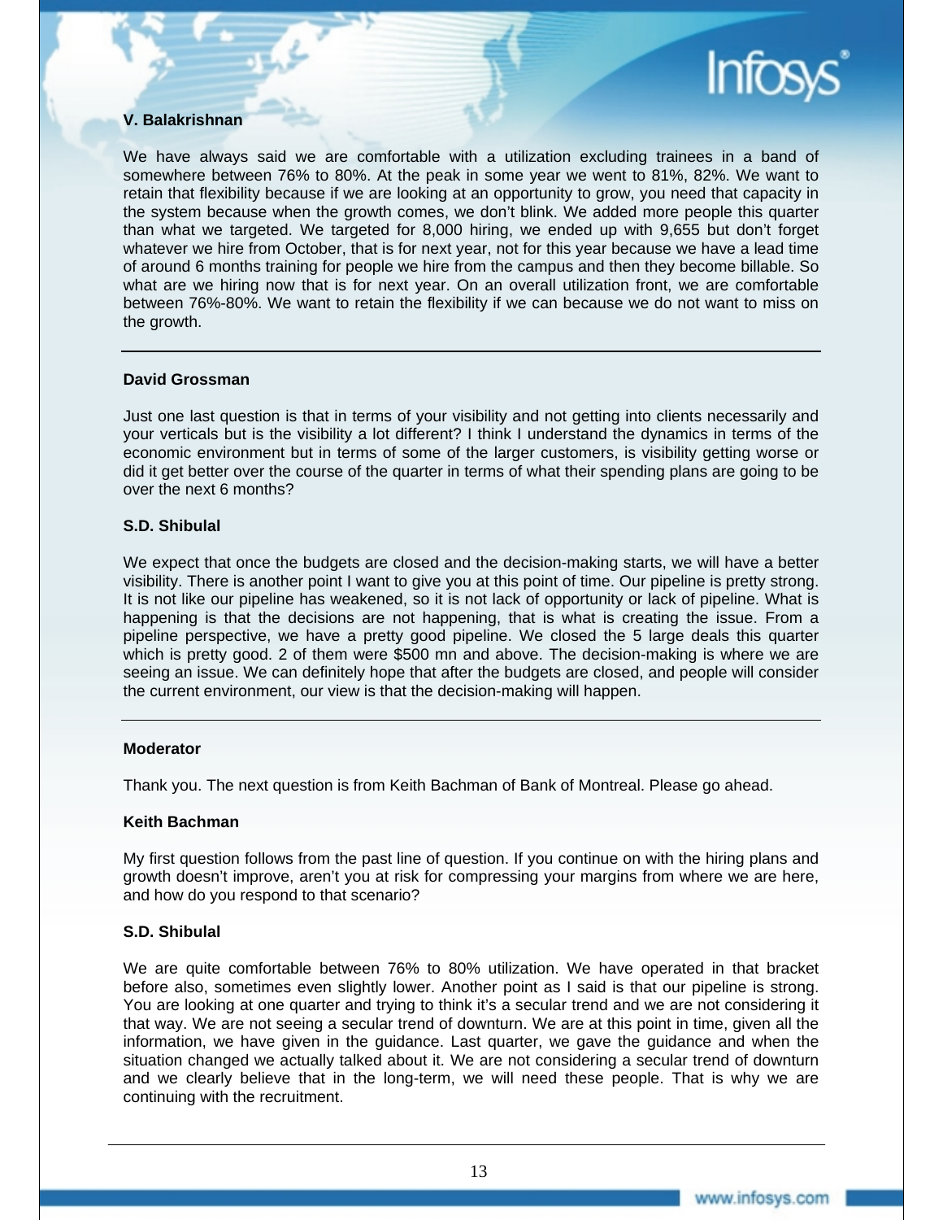**V. Balakrishnan**

We have always said we are comfortable with a utilization excluding trainees in a band of somewhere between 76% to 80%. At the peak in some year we went to 81%, 82%. We want to retain that flexibility because if we are looking at an opportunity to grow, you need that capacity in the system because when the growth comes, we don't blink. We added more people this quarter than what we targeted. We targeted for 8,000 hiring, we ended up with 9,655 but don't forget whatever we hire from October, that is for next year, not for this year because we have a lead time of around 6 months training for people we hire from the campus and then they become billable. So what are we hiring now that is for next year. On an overall utilization front, we are comfortable between 76%-80%. We want to retain the flexibility if we can because we do not want to miss on the growth.

---

**David Grossman**

Just one last question is that in terms of your visibility and not getting into clients necessarily and your verticals but is the visibility a lot different? I think I understand the dynamics in terms of the economic environment but in terms of some of the larger customers, is visibility getting worse or did it get better over the course of the quarter in terms of what their spending plans are going to be over the next 6 months?

**S.D. Shibulal**

We expect that once the budgets are closed and the decision-making starts, we will have a better visibility. There is another point I want to give you at this point of time. Our pipeline is pretty strong. It is not like our pipeline has weakened, so it is not lack of opportunity or lack of pipeline. What is happening is that the decisions are not happening, that is what is creating the issue. From a pipeline perspective, we have a pretty good pipeline. We closed the 5 large deals this quarter which is pretty good. 2 of them were $500 mn and above. The decision-making is where we are seeing an issue. We can definitely hope that after the budgets are closed, and people will consider the current environment, our view is that the decision-making will happen.

---

**Moderator**

Thank you. The next question is from Keith Bachman of Bank of Montreal. Please go ahead.

**Keith Bachman**

My first question follows from the past line of question. If you continue on with the hiring plans and growth doesn't improve, aren't you at risk for compressing your margins from where we are here, and how do you respond to that scenario?

**S.D. Shibulal**

We are quite comfortable between 76% to 80% utilization. We have operated in that bracket before also, sometimes even slightly lower. Another point as I said is that our pipeline is strong. You are looking at one quarter and trying to think it's a secular trend and we are not considering it that way. We are not seeing a secular trend of downturn. We are at this point in time, given all the information, we have given in the guidance. Last quarter, we gave the guidance and when the situation changed we actually talked about it. We are not considering a secular trend of downturn and we clearly believe that in the long-term, we will need these people. That is why we are continuing with the recruitment.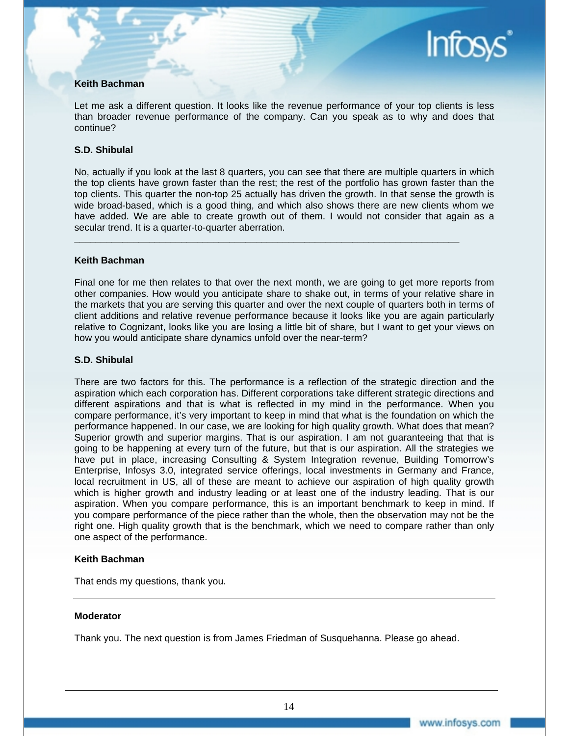**Keith Bachman**

Let me ask a different question. It looks like the revenue performance of your top clients is less than broader revenue performance of the company. Can you speak as to why and does that continue?

**S.D. Shibulal**

No, actually if you look at the last 8 quarters, you can see that there are multiple quarters in which the top clients have grown faster than the rest; the rest of the portfolio has grown faster than the top clients. This quarter the non-top 25 actually has driven the growth. In that sense the growth is wide broad-based, which is a good thing, and which also shows there are new clients whom we have added. We are able to create growth out of them. I would not consider that again as a secular trend. It is a quarter-to-quarter aberration.

---

**Keith Bachman**

Final one for me then relates to that over the next month, we are going to get more reports from other companies. How would you anticipate share to shake out, in terms of your relative share in the markets that you are serving this quarter and over the next couple of quarters both in terms of client additions and relative revenue performance because it looks like you are again particularly relative to Cognizant, looks like you are losing a little bit of share, but I want to get your views on how you would anticipate share dynamics unfold over the near-term?

**S.D. Shibulal**

There are two factors for this. The performance is a reflection of the strategic direction and the aspiration which each corporation has. Different corporations take different strategic directions and different aspirations and that is what is reflected in my mind in the performance. When you compare performance, it's very important to keep in mind that what is the foundation on which the performance happened. In our case, we are looking for high quality growth. What does that mean? Superior growth and superior margins. That is our aspiration. I am not guaranteeing that that is going to be happening at every turn of the future, but that is our aspiration. All the strategies we have put in place, increasing Consulting & System Integration revenue, Building Tomorrow's Enterprise, Infosys 3.0, integrated service offerings, local investments in Germany and France, local recruitment in US, all of these are meant to achieve our aspiration of high quality growth which is higher growth and industry leading or at least one of the industry leading. That is our aspiration. When you compare performance, this is an important benchmark to keep in mind. If you compare performance of the piece rather than the whole, then the observation may not be the right one. High quality growth that is the benchmark, which we need to compare rather than only one aspect of the performance.

**Keith Bachman**

That ends my questions, thank you.

---

**Moderator**

Thank you. The next question is from James Friedman of Susquehanna. Please go ahead.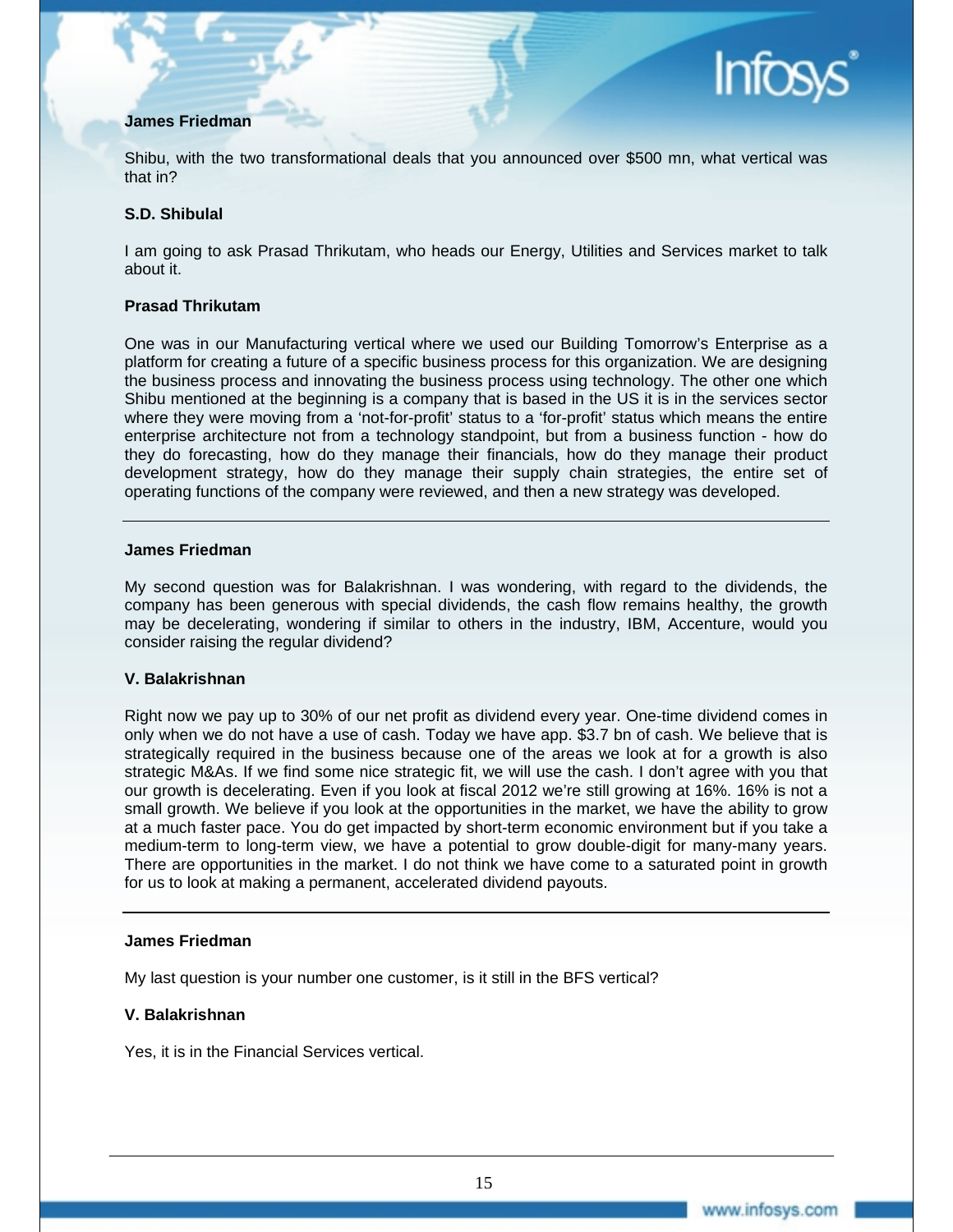**James Friedman**

Shibu, with the two transformational deals that you announced over $500 mn, what vertical was that in?

**S.D. Shibulal**

I am going to ask Prasad Thrikutam, who heads our Energy, Utilities and Services market to talk about it.

**Prasad Thrikutam**

One was in our Manufacturing vertical where we used our Building Tomorrow's Enterprise as a platform for creating a future of a specific business process for this organization. We are designing the business process and innovating the business process using technology. The other one which Shibu mentioned at the beginning is a company that is based in the US it is in the services sector where they were moving from a 'not-for-profit' status to a 'for-profit' status which means the entire enterprise architecture not from a technology standpoint, but from a business function - how do they do forecasting, how do they manage their financials, how do they manage their product development strategy, how do they manage their supply chain strategies, the entire set of operating functions of the company were reviewed, and then a new strategy was developed.

---

**James Friedman**

My second question was for Balakrishnan. I was wondering, with regard to the dividends, the company has been generous with special dividends, the cash flow remains healthy, the growth may be decelerating, wondering if similar to others in the industry, IBM, Accenture, would you consider raising the regular dividend?

**V. Balakrishnan**

Right now we pay up to 30% of our net profit as dividend every year. One-time dividend comes in only when we do not have a use of cash. Today we have app. $3.7 bn of cash. We believe that is strategically required in the business because one of the areas we look at for a growth is also strategic M&As. If we find some nice strategic fit, we will use the cash. I don't agree with you that our growth is decelerating. Even if you look at fiscal 2012 we're still growing at 16%. 16% is not a small growth. We believe if you look at the opportunities in the market, we have the ability to grow at a much faster pace. You do get impacted by short-term economic environment but if you take a medium-term to long-term view, we have a potential to grow double-digit for many-many years. There are opportunities in the market. I do not think we have come to a saturated point in growth for us to look at making a permanent, accelerated dividend payouts.

---

**James Friedman**

My last question is your number one customer, is it still in the BFS vertical?

**V. Balakrishnan**

Yes, it is in the Financial Services vertical.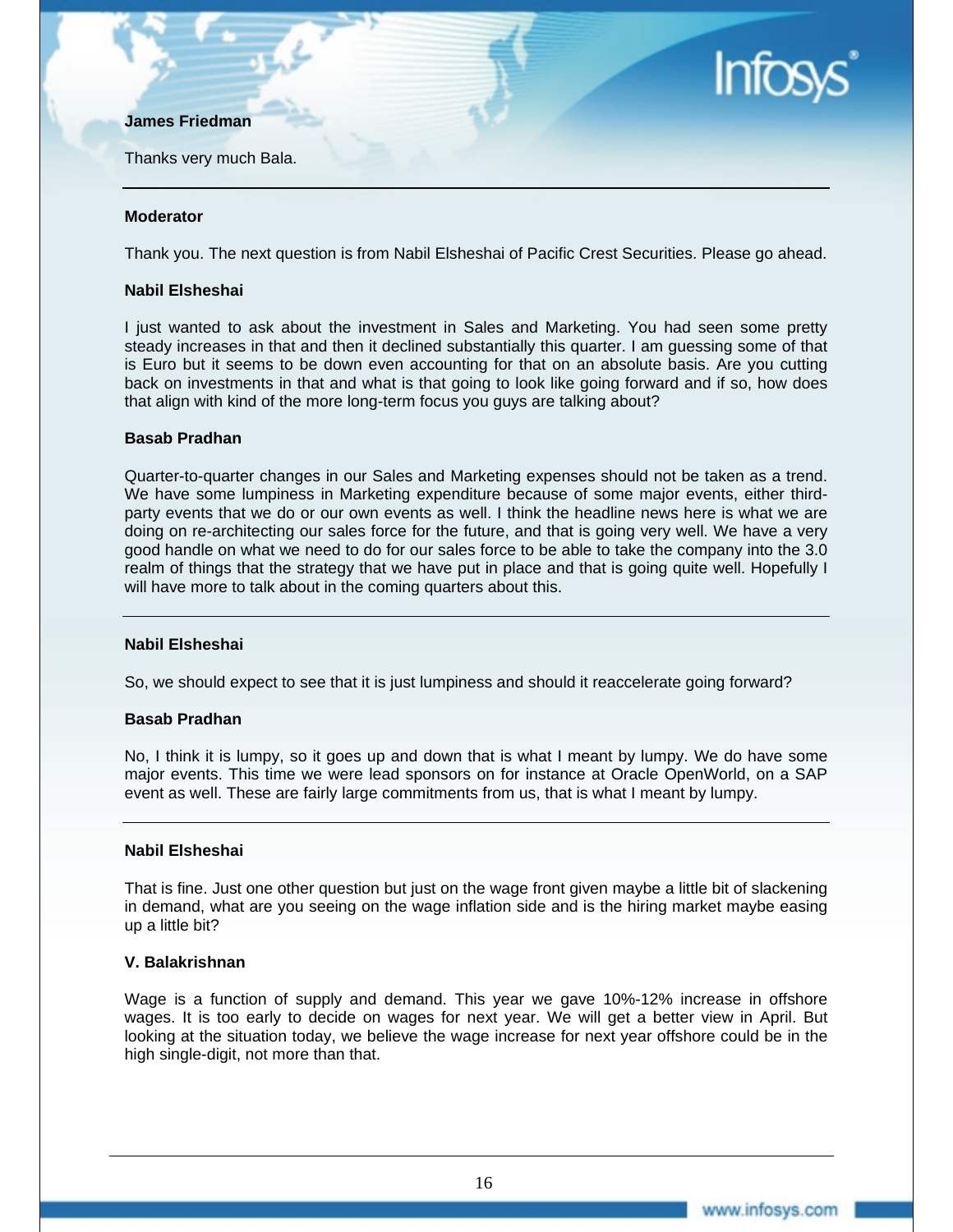**James Friedman**

Thanks very much Bala.

---

**Moderator**

Thank you. The next question is from Nabil Elsheshai of Pacific Crest Securities. Please go ahead.

**Nabil Elsheshai**

I just wanted to ask about the investment in Sales and Marketing. You had seen some pretty steady increases in that and then it declined substantially this quarter. I am guessing some of that is Euro but it seems to be down even accounting for that on an absolute basis. Are you cutting back on investments in that and what is that going to look like going forward and if so, how does that align with kind of the more long-term focus you guys are talking about?

**Basab Pradhan**

Quarter-to-quarter changes in our Sales and Marketing expenses should not be taken as a trend. We have some lumpiness in Marketing expenditure because of some major events, either third-party events that we do or our own events as well. I think the headline news here is what we are doing on re-architecting our sales force for the future, and that is going very well. We have a very good handle on what we need to do for our sales force to be able to take the company into the 3.0 realm of things that the strategy that we have put in place and that is going quite well. Hopefully I will have more to talk about in the coming quarters about this.

---

**Nabil Elsheshai**

So, we should expect to see that it is just lumpiness and should it reaccelerate going forward?

**Basab Pradhan**

No, I think it is lumpy, so it goes up and down that is what I meant by lumpy. We do have some major events. This time we were lead sponsors on for instance at Oracle OpenWorld, on a SAP event as well. These are fairly large commitments from us, that is what I meant by lumpy.

---

**Nabil Elsheshai**

That is fine. Just one other question but just on the wage front given maybe a little bit of slackening in demand, what are you seeing on the wage inflation side and is the hiring market maybe easing up a little bit?

**V. Balakrishnan**

Wage is a function of supply and demand. This year we gave 10%-12% increase in offshore wages. It is too early to decide on wages for next year. We will get a better view in April. But looking at the situation today, we believe the wage increase for next year offshore could be in the high single-digit, not more than that.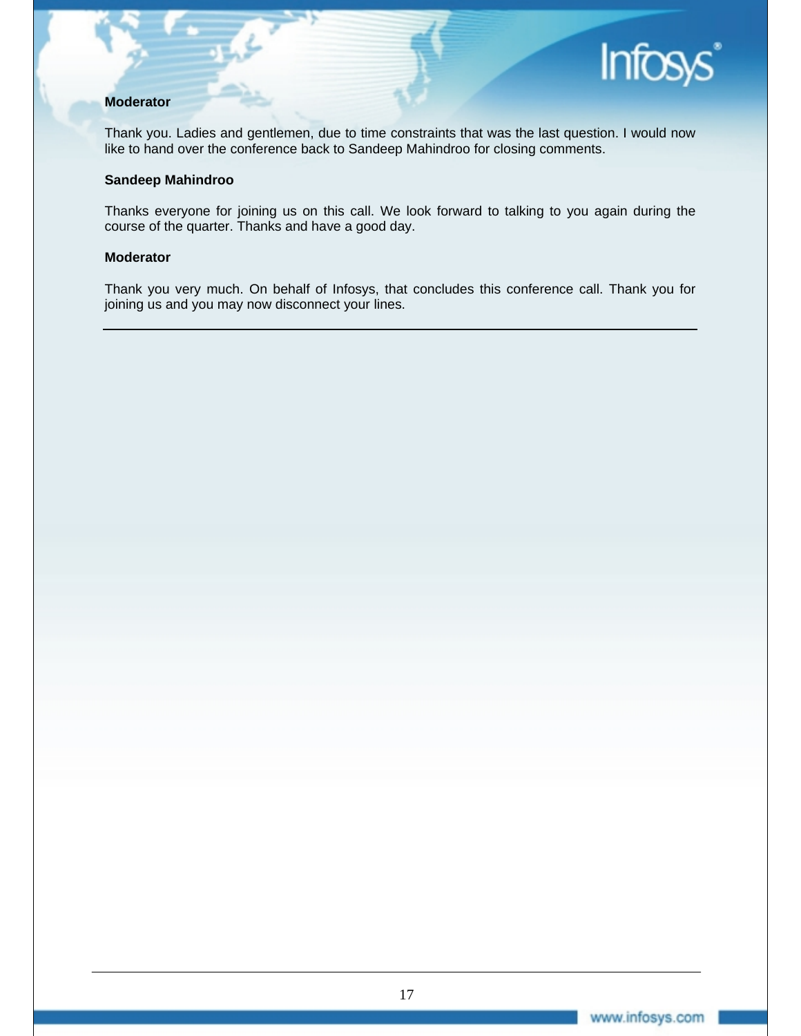**Moderator**

Thank you. Ladies and gentlemen, due to time constraints that was the last question. I would now like to hand over the conference back to Sandeep Mahindroo for closing comments.

**Sandeep Mahindroo**

Thanks everyone for joining us on this call. We look forward to talking to you again during the course of the quarter. Thanks and have a good day.

**Moderator**

Thank you very much. On behalf of Infosys, that concludes this conference call. Thank you for joining us and you may now disconnect your lines.

---